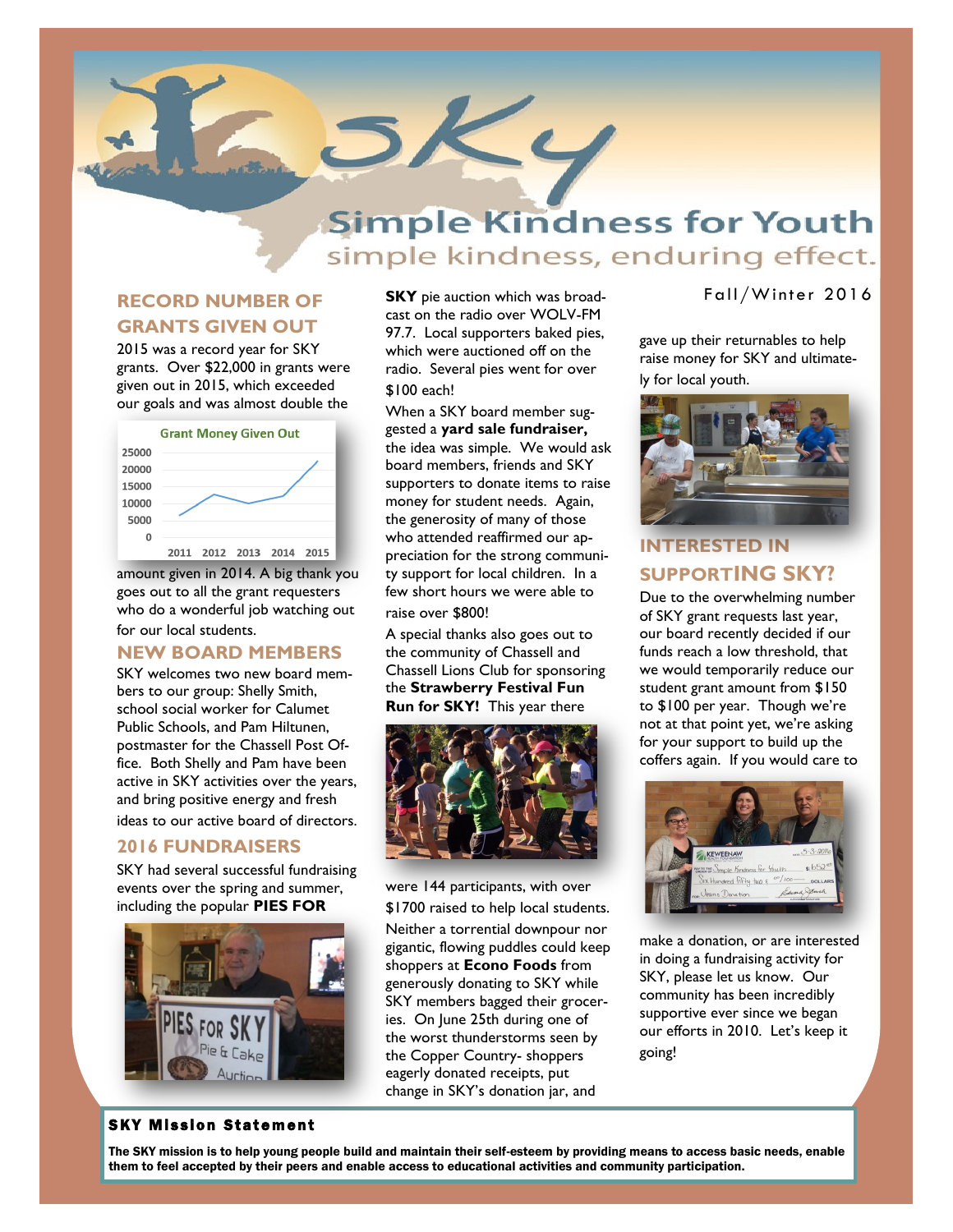# SKY

## Simple Kindness for Youth

simple kindness, enduring effect.

Fall/Winter 2016

## RECORD NUMBER OF GRANTS GIVEN OUT

2015 was a record year for SKY grants. Over $22,000 in grants were given out in 2015, which exceeded our goals and was almost double the amount given in 2014. A big thank you goes out to all the grant requesters who do a wonderful job watching out for our local students.

## NEW BOARD MEMBERS

SKY welcomes two new board members to our group: Shelly Smith, school social worker for Calumet Public Schools, and Pam Hiltunen, postmaster for the Chassell Post Office. Both Shelly and Pam have been active in SKY activities over the years, and bring positive energy and fresh ideas to our active board of directors.

## 2016 FUNDRAISERS

SKY had several successful fundraising events over the spring and summer, including the popular **PIES FOR SKY** pie auction which was broadcast on the radio over WOLV-FM 97.7. Local supporters baked pies, which were auctioned off on the radio. Several pies went for over $100 each!

When a SKY board member suggested a **yard sale fundraiser,** the idea was simple. We would ask board members, friends and SKY supporters to donate items to raise money for student needs. Again, the generosity of many of those who attended reaffirmed our appreciation for the strong community support for local children. In a few short hours we were able to raise over $800!

A special thanks also goes out to the community of Chassell and Chassell Lions Club for sponsoring the **Strawberry Festival Fun Run for SKY!** This year there were 144 participants, with over $1700 raised to help local students.

Neither a torrential downpour nor gigantic, flowing puddles could keep shoppers at **Econo Foods** from generously donating to SKY while SKY members bagged their groceries. On June 25th during one of the worst thunderstorms seen by the Copper Country- shoppers eagerly donated receipts, put change in SKY's donation jar, and gave up their returnables to help raise money for SKY and ultimately for local youth.

## INTERESTED IN SUPPORTING SKY?

Due to the overwhelming number of SKY grant requests last year, our board recently decided if our funds reach a low threshold, that we would temporarily reduce our student grant amount from $150 to $100 per year. Though we're not at that point yet, we're asking for your support to build up the coffers again. If you would care to make a donation, or are interested in doing a fundraising activity for SKY, please let us know. Our community has been incredibly supportive ever since we began our efforts in 2010. Let's keep it going!

### SKY Mission Statement

**The SKY mission is to help young people build and maintain their self-esteem by providing means to access basic needs, enable them to feel accepted by their peers and enable access to educational activities and community participation.**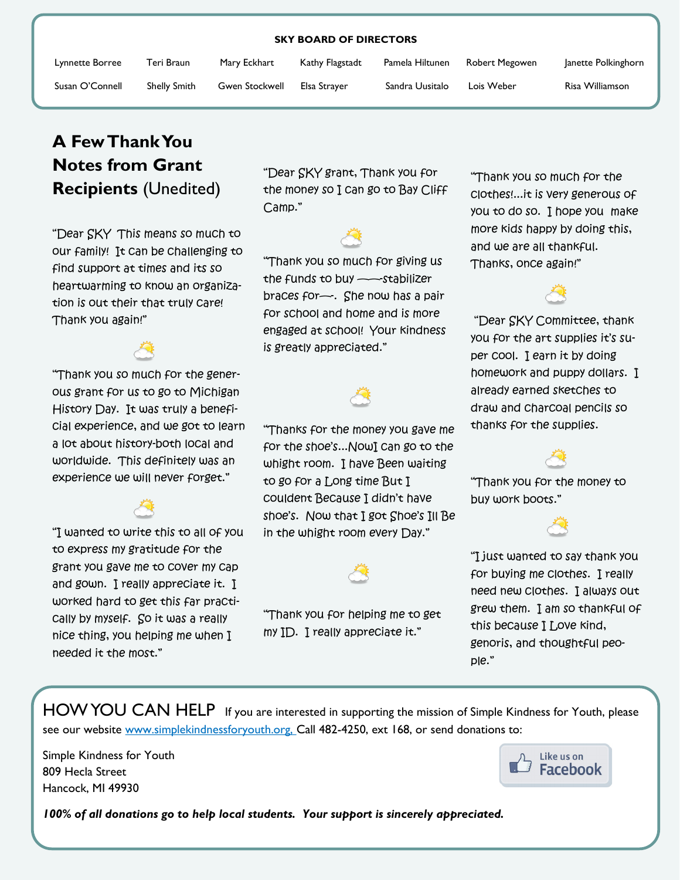**SKY BOARD OF DIRECTORS**

| | | | | | | |
|---|---|---|---|---|---|---|
| Lynnette Borree | Teri Braun | Mary Eckhart | Kathy Flagstadt | Pamela Hiltunen | Robert Megowen | Janette Polkinghorn |
| Susan O'Connell | Shelly Smith | Gwen Stockwell | Elsa Strayer | Sandra Uusitalo | Lois Weber | Risa Williamson |

## A Few Thank You Notes from Grant Recipients (Unedited)

"Dear SKY This means so much to our family! It can be challenging to find support at times and its so heartwarming to know an organization is out their that truly care! Thank you again!"

"Thank you so much for the generous grant for us to go to Michigan History Day. It was truly a beneficial experience, and we got to learn a lot about history-both local and worldwide. This definitely was an experience we will never forget."

"I wanted to write this to all of you to express my gratitude for the grant you gave me to cover my cap and gown. I really appreciate it. I worked hard to get this far practically by myself. So it was a really nice thing, you helping me when I needed it the most."

"Dear SKY grant, Thank you for the money so I can go to Bay Cliff Camp."

"Thank you so much for giving us the funds to buy ——-stabilizer braces for—-. She now has a pair for school and home and is more engaged at school! Your kindness is greatly appreciated."

"Thanks for the money you gave me for the shoe's…NowI can go to the whight room. I have Been waiting to go for a Long time But I couldent Because I didn't have shoe's. Now that I got Shoe's Ill Be in the whight room every Day."

"Thank you for helping me to get my ID. I really appreciate it."

"Thank you so much for the clothes!…it is very generous of you to do so. I hope you make more kids happy by doing this, and we are all thankful. Thanks, once again!"

"Dear SKY Committee, thank you for the art supplies it's super cool. I earn it by doing homework and puppy dollars. I already earned sketches to draw and charcoal pencils so thanks for the supplies.

"Thank you for the money to buy work boots."

"I just wanted to say thank you for buying me clothes. I really need new clothes. I always out grew them. I am so thankful of this because I Love kind, genoris, and thoughtful people."

HOW YOU CAN HELP If you are interested in supporting the mission of Simple Kindness for Youth, please see our website www.simplekindnessforyouth.org, Call 482-4250, ext 168, or send donations to:

Simple Kindness for Youth
809 Hecla Street
Hancock, MI 49930

Like us on Facebook

***100% of all donations go to help local students. Your support is sincerely appreciated.***